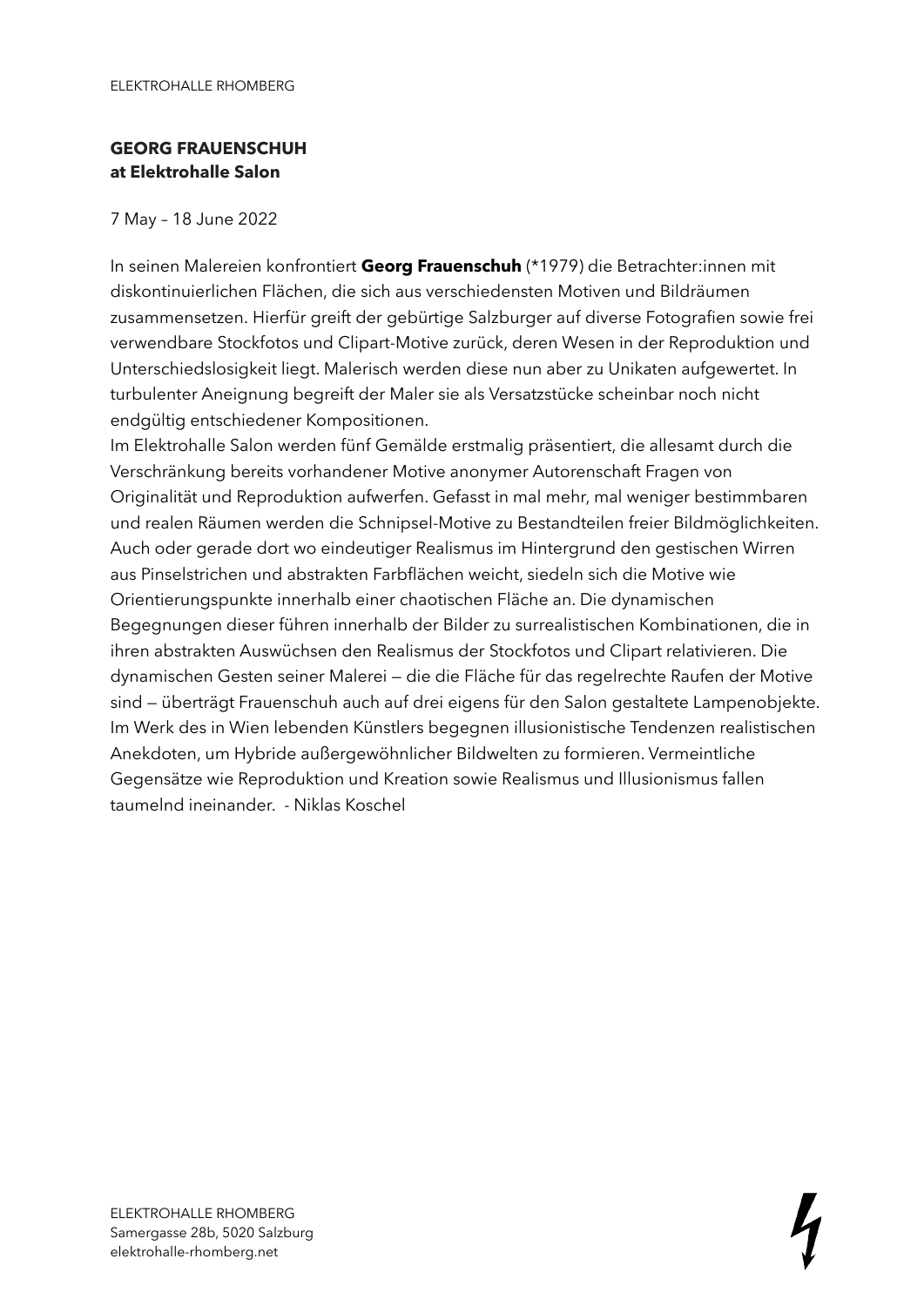**GEORG FRAUENSCHUH**
**at Elektrohalle Salon**

7 May – 18 June 2022

In seinen Malereien konfrontiert **Georg Frauenschuh** (*1979) die Betrachter:innen mit diskontinuierlichen Flächen, die sich aus verschiedensten Motiven und Bildräumen zusammensetzen. Hierfür greift der gebürtige Salzburger auf diverse Fotografien sowie frei verwendbare Stockfotos und Clipart-Motive zurück, deren Wesen in der Reproduktion und Unterschiedslosigkeit liegt. Malerisch werden diese nun aber zu Unikaten aufgewertet. In turbulenter Aneignung begreift der Maler sie als Versatzstücke scheinbar noch nicht endgültig entschiedener Kompositionen.
Im Elektrohalle Salon werden fünf Gemälde erstmalig präsentiert, die allesamt durch die Verschränkung bereits vorhandener Motive anonymer Autorenschaft Fragen von Originalität und Reproduktion aufwerfen. Gefasst in mal mehr, mal weniger bestimmbaren und realen Räumen werden die Schnipsel-Motive zu Bestandteilen freier Bildmöglichkeiten. Auch oder gerade dort wo eindeutiger Realismus im Hintergrund den gestischen Wirren aus Pinselstrichen und abstrakten Farbflächen weicht, siedeln sich die Motive wie Orientierungspunkte innerhalb einer chaotischen Fläche an. Die dynamischen Begegnungen dieser führen innerhalb der Bilder zu surrealistischen Kombinationen, die in ihren abstrakten Auswüchsen den Realismus der Stockfotos und Clipart relativieren. Die dynamischen Gesten seiner Malerei — die die Fläche für das regelrechte Raufen der Motive sind — überträgt Frauenschuh auch auf drei eigens für den Salon gestaltete Lampenobjekte. Im Werk des in Wien lebenden Künstlers begegnen illusionistische Tendenzen realistischen Anekdoten, um Hybride außergewöhnlicher Bildwelten zu formieren. Vermeintliche Gegensätze wie Reproduktion und Kreation sowie Realismus und Illusionismus fallen taumelnd ineinander.  - Niklas Koschel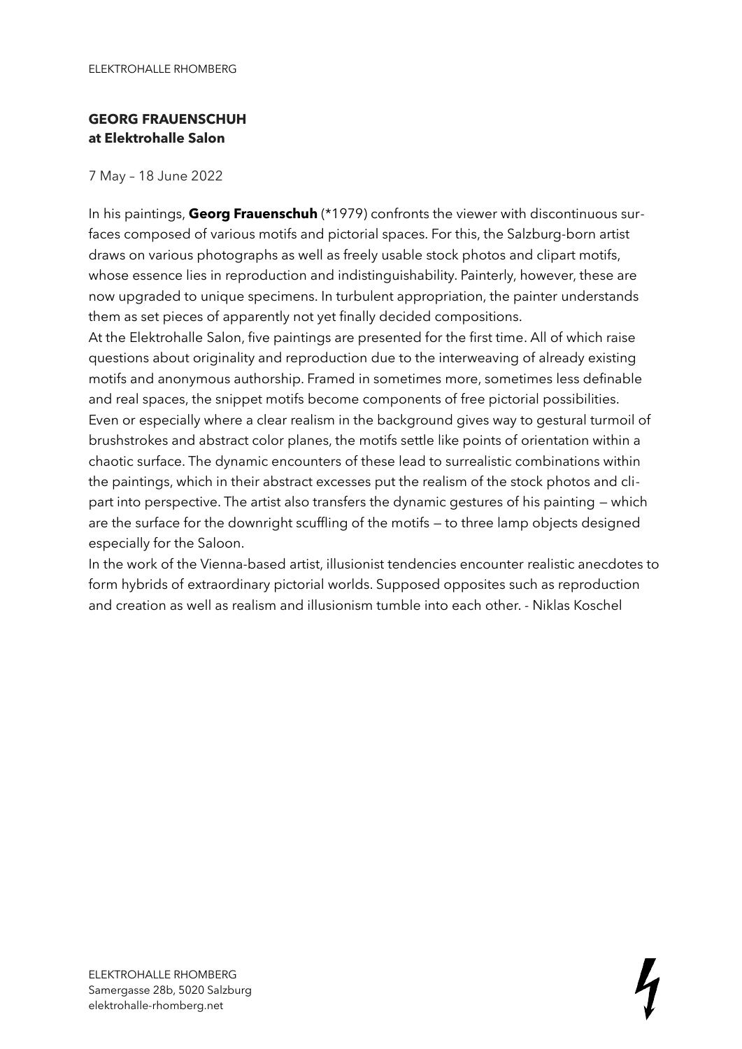**GEORG FRAUENSCHUH**
**at Elektrohalle Salon**

7 May – 18 June 2022

In his paintings, **Georg Frauenschuh** (*1979) confronts the viewer with discontinuous surfaces composed of various motifs and pictorial spaces. For this, the Salzburg-born artist draws on various photographs as well as freely usable stock photos and clipart motifs, whose essence lies in reproduction and indistinguishability. Painterly, however, these are now upgraded to unique specimens. In turbulent appropriation, the painter understands them as set pieces of apparently not yet finally decided compositions.
At the Elektrohalle Salon, five paintings are presented for the first time. All of which raise questions about originality and reproduction due to the interweaving of already existing motifs and anonymous authorship. Framed in sometimes more, sometimes less definable and real spaces, the snippet motifs become components of free pictorial possibilities.
Even or especially where a clear realism in the background gives way to gestural turmoil of brushstrokes and abstract color planes, the motifs settle like points of orientation within a chaotic surface. The dynamic encounters of these lead to surrealistic combinations within the paintings, which in their abstract excesses put the realism of the stock photos and clipart into perspective. The artist also transfers the dynamic gestures of his painting — which are the surface for the downright scuffling of the motifs — to three lamp objects designed especially for the Saloon.
In the work of the Vienna-based artist, illusionist tendencies encounter realistic anecdotes to form hybrids of extraordinary pictorial worlds. Supposed opposites such as reproduction and creation as well as realism and illusionism tumble into each other. - Niklas Koschel

ELEKTROHALLE RHOMBERG
Samergasse 28b, 5020 Salzburg
elektrohalle-rhomberg.net